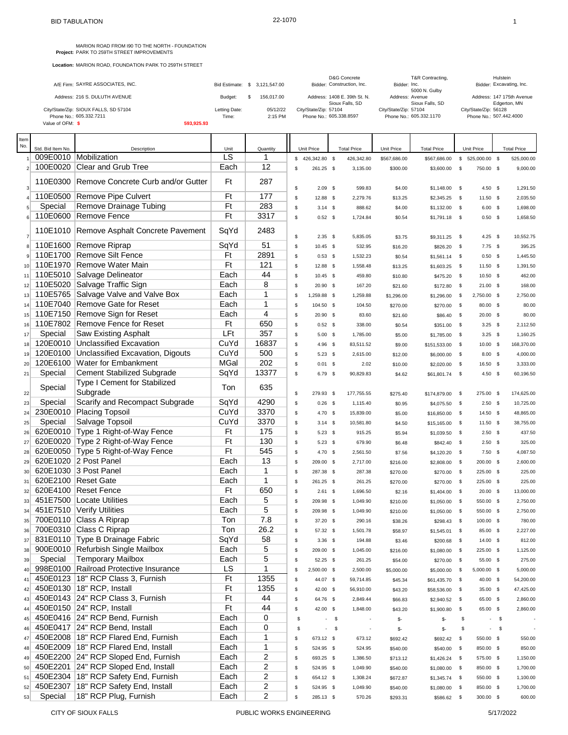BID TABULATION

22-1070

MARION ROAD FROM I90 TO THE NORTH - FOUNDATION
**Project:** PARK TO 259TH STREET IMPROVEMENTS

**Location:** MARION ROAD, FOUNDATION PARK TO 259TH STREET

| | | | |
|---|---|---|---|
| A/E Firm: SAYRE ASSOCIATES, INC. | Bid Estimate: $ 3,121,547.00 | Bidder: D&G Concrete Construction, Inc. | Bidder: T&R Contracting, Inc. | Bidder: Hulstein Excavating, Inc. |
| Address: 216 S. DULUTH AVENUE | Budget: $ 156,017.00 | Address: 1408 E. 39th St. N. Sioux Falls, SD | Address: 5000 N. Gulby Avenue Sioux Falls, SD | Address: 147 175th Avenue Edgerton, MN |
| City/State/Zip: SIOUX FALLS, SD 57104 | Letting Date: 05/12/22 | City/State/Zip: 57104 | City/State/Zip: 57104 | City/State/Zip: 56128 |
| Phone No.: 605.332.7211 | Time: 2:15 PM | Phone No.: 605.338.8597 | Phone No.: 605.332.1170 | Phone No.: 507.442.4000 |
| Value of OFM: $ 593,925.93 | | | | |

| Item No. | Std. Bid Item No. | Description | Unit | Quantity | D&G Unit Price | D&G Total Price | T&R Unit Price | T&R Total Price | Hulstein Unit Price | Hulstein Total Price |
|---|---|---|---|---|---|---|---|---|---|---|
| 1 | 009E0010 | Mobilization | LS | 1 | $ 426,342.80 | $ 426,342.80 | $567,686.00 | $567,686.00 | $ 525,000.00 | $ 525,000.00 |
| 2 | 100E0020 | Clear and Grub Tree | Each | 12 | $ 261.25 | $ 3,135.00 | $300.00 | $3,600.00 | $ 750.00 | $ 9,000.00 |
| 3 | 110E0300 | Remove Concrete Curb and/or Gutter | Ft | 287 | $ 2.09 | $ 599.83 | $4.00 | $1,148.00 | $ 4.50 | $ 1,291.50 |
| 4 | 110E0500 | Remove Pipe Culvert | Ft | 177 | $ 12.88 | $ 2,279.76 | $13.25 | $2,345.25 | $ 11.50 | $ 2,035.50 |
| 5 | Special | Remove Drainage Tubing | Ft | 283 | $ 3.14 | $ 888.62 | $4.00 | $1,132.00 | $ 6.00 | $ 1,698.00 |
| 6 | 110E0600 | Remove Fence | Ft | 3317 | $ 0.52 | $ 1,724.84 | $0.54 | $1,791.18 | $ 0.50 | $ 1,658.50 |
| 7 | 110E1010 | Remove Asphalt Concrete Pavement | SqYd | 2483 | $ 2.35 | $ 5,835.05 | $3.75 | $9,311.25 | $ 4.25 | $ 10,552.75 |
| 8 | 110E1600 | Remove Riprap | SqYd | 51 | $ 10.45 | $ 532.95 | $16.20 | $826.20 | $ 7.75 | $ 395.25 |
| 9 | 110E1700 | Remove Silt Fence | Ft | 2891 | $ 0.53 | $ 1,532.23 | $0.54 | $1,561.14 | $ 0.50 | $ 1,445.50 |
| 10 | 110E1970 | Remove Water Main | Ft | 121 | $ 12.88 | $ 1,558.48 | $13.25 | $1,603.25 | $ 11.50 | $ 1,391.50 |
| 11 | 110E5010 | Salvage Delineator | Each | 44 | $ 10.45 | $ 459.80 | $10.80 | $475.20 | $ 10.50 | $ 462.00 |
| 12 | 110E5020 | Salvage Traffic Sign | Each | 8 | $ 20.90 | $ 167.20 | $21.60 | $172.80 | $ 21.00 | $ 168.00 |
| 13 | 110E5765 | Salvage Valve and Valve Box | Each | 1 | $ 1,259.88 | $ 1,259.88 | $1,296.00 | $1,296.00 | $ 2,750.00 | $ 2,750.00 |
| 14 | 110E7040 | Remove Gate for Reset | Each | 1 | $ 104.50 | $ 104.50 | $270.00 | $270.00 | $ 80.00 | $ 80.00 |
| 15 | 110E7150 | Remove Sign for Reset | Each | 4 | $ 20.90 | $ 83.60 | $21.60 | $86.40 | $ 20.00 | $ 80.00 |
| 16 | 110E7802 | Remove Fence for Reset | Ft | 650 | $ 0.52 | $ 338.00 | $0.54 | $351.00 | $ 3.25 | $ 2,112.50 |
| 17 | Special | Saw Existing Asphalt | LFt | 357 | $ 5.00 | $ 1,785.00 | $5.00 | $1,785.00 | $ 3.25 | $ 1,160.25 |
| 18 | 120E0010 | Unclassified Excavation | CuYd | 16837 | $ 4.96 | $ 83,511.52 | $9.00 | $151,533.00 | $ 10.00 | $ 168,370.00 |
| 19 | 120E0100 | Unclassified Excavation, Digouts | CuYd | 500 | $ 5.23 | $ 2,615.00 | $12.00 | $6,000.00 | $ 8.00 | $ 4,000.00 |
| 20 | 120E6100 | Water for Embankment | MGal | 202 | $ 0.01 | $ 2.02 | $10.00 | $2,020.00 | $ 16.50 | $ 3,333.00 |
| 21 | Special | Cement Stabilized Subgrade | SqYd | 13377 | $ 6.79 | $ 90,829.83 | $4.62 | $61,801.74 | $ 4.50 | $ 60,196.50 |
| 22 | Special | Type I Cement for Stabilized Subgrade | Ton | 635 | $ 279.93 | $ 177,755.55 | $275.40 | $174,879.00 | $ 275.00 | $ 174,625.00 |
| 23 | Special | Scarify and Recompact Subgrade | SqYd | 4290 | $ 0.26 | $ 1,115.40 | $0.95 | $4,075.50 | $ 2.50 | $ 10,725.00 |
| 24 | 230E0010 | Placing Topsoil | CuYd | 3370 | $ 4.70 | $ 15,839.00 | $5.00 | $16,850.00 | $ 14.50 | $ 48,865.00 |
| 25 | Special | Salvage Topsoil | CuYd | 3370 | $ 3.14 | $ 10,581.80 | $4.50 | $15,165.00 | $ 11.50 | $ 38,755.00 |
| 26 | 620E0010 | Type 1 Right-of-Way Fence | Ft | 175 | $ 5.23 | $ 915.25 | $5.94 | $1,039.50 | $ 2.50 | $ 437.50 |
| 27 | 620E0020 | Type 2 Right-of-Way Fence | Ft | 130 | $ 5.23 | $ 679.90 | $6.48 | $842.40 | $ 2.50 | $ 325.00 |
| 28 | 620E0050 | Type 5 Right-of-Way Fence | Ft | 545 | $ 4.70 | $ 2,561.50 | $7.56 | $4,120.20 | $ 7.50 | $ 4,087.50 |
| 29 | 620E1020 | 2 Post Panel | Each | 13 | $ 209.00 | $ 2,717.00 | $216.00 | $2,808.00 | $ 200.00 | $ 2,600.00 |
| 30 | 620E1030 | 3 Post Panel | Each | 1 | $ 287.38 | $ 287.38 | $270.00 | $270.00 | $ 225.00 | $ 225.00 |
| 31 | 620E2100 | Reset Gate | Each | 1 | $ 261.25 | $ 261.25 | $270.00 | $270.00 | $ 225.00 | $ 225.00 |
| 32 | 620E4100 | Reset Fence | Ft | 650 | $ 2.61 | $ 1,696.50 | $2.16 | $1,404.00 | $ 20.00 | $ 13,000.00 |
| 33 | 451E7500 | Locate Utilities | Each | 5 | $ 209.98 | $ 1,049.90 | $210.00 | $1,050.00 | $ 550.00 | $ 2,750.00 |
| 34 | 451E7510 | Verify Utilities | Each | 5 | $ 209.98 | $ 1,049.90 | $210.00 | $1,050.00 | $ 550.00 | $ 2,750.00 |
| 35 | 700E0110 | Class A Riprap | Ton | 7.8 | $ 37.20 | $ 290.16 | $38.26 | $298.43 | $ 100.00 | $ 780.00 |
| 36 | 700E0310 | Class C Riprap | Ton | 26.2 | $ 57.32 | $ 1,501.78 | $58.97 | $1,545.01 | $ 85.00 | $ 2,227.00 |
| 37 | 831E0110 | Type B Drainage Fabric | SqYd | 58 | $ 3.36 | $ 194.88 | $3.46 | $200.68 | $ 14.00 | $ 812.00 |
| 38 | 900E0010 | Refurbish Single Mailbox | Each | 5 | $ 209.00 | $ 1,045.00 | $216.00 | $1,080.00 | $ 225.00 | $ 1,125.00 |
| 39 | Special | Temporary Mailbox | Each | 5 | $ 52.25 | $ 261.25 | $54.00 | $270.00 | $ 55.00 | $ 275.00 |
| 40 | 998E0100 | Railroad Protective Insurance | LS | 1 | $ 2,500.00 | $ 2,500.00 | $5,000.00 | $5,000.00 | $ 5,000.00 | $ 5,000.00 |
| 41 | 450E0123 | 18" RCP Class 3, Furnish | Ft | 1355 | $ 44.07 | $ 59,714.85 | $45.34 | $61,435.70 | $ 40.00 | $ 54,200.00 |
| 42 | 450E0130 | 18" RCP, Install | Ft | 1355 | $ 42.00 | $ 56,910.00 | $43.20 | $58,536.00 | $ 35.00 | $ 47,425.00 |
| 43 | 450E0143 | 24" RCP Class 3, Furnish | Ft | 44 | $ 64.76 | $ 2,849.44 | $66.83 | $2,940.52 | $ 65.00 | $ 2,860.00 |
| 44 | 450E0150 | 24" RCP, Install | Ft | 44 | $ 42.00 | $ 1,848.00 | $43.20 | $1,900.80 | $ 65.00 | $ 2,860.00 |
| 45 | 450E0416 | 24" RCP Bend, Furnish | Each | 0 | $ - | $ - | $- | $- | $ - | $ - |
| 46 | 450E0417 | 24" RCP Bend, Install | Each | 0 | $ - | $ - | $- | $- | $ - | $ - |
| 47 | 450E2008 | 18" RCP Flared End, Furnish | Each | 1 | $ 673.12 | $ 673.12 | $692.42 | $692.42 | $ 550.00 | $ 550.00 |
| 48 | 450E2009 | 18" RCP Flared End, Install | Each | 1 | $ 524.95 | $ 524.95 | $540.00 | $540.00 | $ 850.00 | $ 850.00 |
| 49 | 450E2200 | 24" RCP Sloped End, Furnish | Each | 2 | $ 693.25 | $ 1,386.50 | $713.12 | $1,426.24 | $ 575.00 | $ 1,150.00 |
| 50 | 450E2201 | 24" RCP Sloped End, Install | Each | 2 | $ 524.95 | $ 1,049.90 | $540.00 | $1,080.00 | $ 850.00 | $ 1,700.00 |
| 51 | 450E2304 | 18" RCP Safety End, Furnish | Each | 2 | $ 654.12 | $ 1,308.24 | $672.87 | $1,345.74 | $ 550.00 | $ 1,100.00 |
| 52 | 450E2307 | 18" RCP Safety End, Install | Each | 2 | $ 524.95 | $ 1,049.90 | $540.00 | $1,080.00 | $ 850.00 | $ 1,700.00 |
| 53 | Special | 18" RCP Plug, Furnish | Each | 2 | $ 285.13 | $ 570.26 | $293.31 | $586.62 | $ 300.00 | $ 600.00 |

CITY OF SIOUX FALLS | PUBLIC WORKS ENGINEERING | 5/17/2022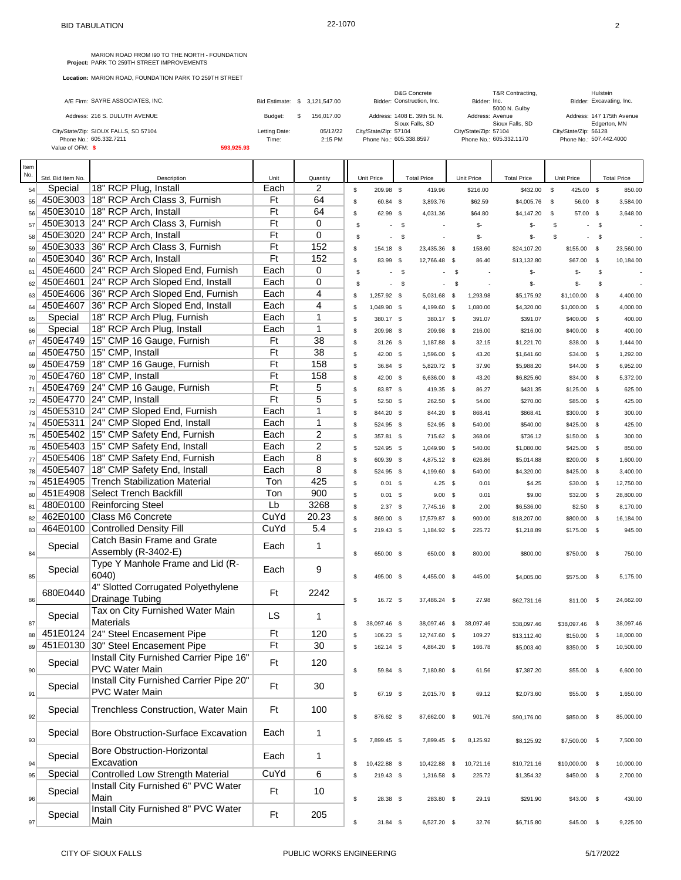**Project:** MARION ROAD FROM I90 TO THE NORTH - FOUNDATION PARK TO 259TH STREET IMPROVEMENTS

**Location:** MARION ROAD, FOUNDATION PARK TO 259TH STREET

| | | | | |
|---|---|---|---|---|
| A/E Firm: SAYRE ASSOCIATES, INC. | Bid Estimate: $ 3,121,547.00 | Bidder: D&G Concrete Construction, Inc. | Bidder: T&R Contracting, Inc. | Bidder: Hulstein Excavating, Inc. |
| Address: 216 S. DULUTH AVENUE | Budget: $ 156,017.00 | Address: 1408 E. 39th St. N. Sioux Falls, SD | Address: 5000 N. Gulby Avenue Sioux Falls, SD | Address: 147 175th Avenue Edgerton, MN |
| City/State/Zip: SIOUX FALLS, SD 57104 | Letting Date: 05/12/22 | City/State/Zip: 57104 | City/State/Zip: 57104 | City/State/Zip: 56128 |
| Phone No.: 605.332.7211 | Time: 2:15 PM | Phone No.: 605.338.8597 | Phone No.: 605.332.1170 | Phone No.: 507.442.4000 |
| Value of OFM: $ 593,925.93 | | | | |

| Item No. | Std. Bid Item No. | Description | Unit | Quantity | Unit Price | Total Price | Unit Price | Total Price | Unit Price | Total Price |
|---|---|---|---|---|---|---|---|---|---|---|
| 54 | Special | 18" RCP Plug, Install | Each | 2 | $ 209.98 | $ 419.96 | $216.00 | $432.00 | $ 425.00 | $ 850.00 |
| 55 | 450E3003 | 18" RCP Arch Class 3, Furnish | Ft | 64 | $ 60.84 | $ 3,893.76 | $62.59 | $4,005.76 | $ 56.00 | $ 3,584.00 |
| 56 | 450E3010 | 18" RCP Arch, Install | Ft | 64 | $ 62.99 | $ 4,031.36 | $64.80 | $4,147.20 | $ 57.00 | $ 3,648.00 |
| 57 | 450E3013 | 24" RCP Arch Class 3, Furnish | Ft | 0 | $ - | $ - | $- | $- | $ - | $ - |
| 58 | 450E3020 | 24" RCP Arch, Install | Ft | 0 | $ - | $ - | $- | $- | $ - | $ - |
| 59 | 450E3033 | 36" RCP Arch Class 3, Furnish | Ft | 152 | $ 154.18 | $ 23,435.36 | $ 158.60 | $24,107.20 | $155.00 | $ 23,560.00 |
| 60 | 450E3040 | 36" RCP Arch, Install | Ft | 152 | $ 83.99 | $ 12,766.48 | $ 86.40 | $13,132.80 | $67.00 | $ 10,184.00 |
| 61 | 450E4600 | 24" RCP Arch Sloped End, Furnish | Each | 0 | $ - | $ - | $ - | $- | $- | $ - |
| 62 | 450E4601 | 24" RCP Arch Sloped End, Install | Each | 0 | $ - | $ - | $ - | $- | $- | $ - |
| 63 | 450E4606 | 36" RCP Arch Sloped End, Furnish | Each | 4 | $ 1,257.92 | $ 5,031.68 | $ 1,293.98 | $5,175.92 | $1,100.00 | $ 4,400.00 |
| 64 | 450E4607 | 36" RCP Arch Sloped End, Install | Each | 4 | $ 1,049.90 | $ 4,199.60 | $ 1,080.00 | $4,320.00 | $1,000.00 | $ 4,000.00 |
| 65 | Special | 18" RCP Arch Plug, Furnish | Each | 1 | $ 380.17 | $ 380.17 | $ 391.07 | $391.07 | $400.00 | $ 400.00 |
| 66 | Special | 18" RCP Arch Plug, Install | Each | 1 | $ 209.98 | $ 209.98 | $ 216.00 | $216.00 | $400.00 | $ 400.00 |
| 67 | 450E4749 | 15" CMP 16 Gauge, Furnish | Ft | 38 | $ 31.26 | $ 1,187.88 | $ 32.15 | $1,221.70 | $38.00 | $ 1,444.00 |
| 68 | 450E4750 | 15" CMP, Install | Ft | 38 | $ 42.00 | $ 1,596.00 | $ 43.20 | $1,641.60 | $34.00 | $ 1,292.00 |
| 69 | 450E4759 | 18" CMP 16 Gauge, Furnish | Ft | 158 | $ 36.84 | $ 5,820.72 | $ 37.90 | $5,988.20 | $44.00 | $ 6,952.00 |
| 70 | 450E4760 | 18" CMP, Install | Ft | 158 | $ 42.00 | $ 6,636.00 | $ 43.20 | $6,825.60 | $34.00 | $ 5,372.00 |
| 71 | 450E4769 | 24" CMP 16 Gauge, Furnish | Ft | 5 | $ 83.87 | $ 419.35 | $ 86.27 | $431.35 | $125.00 | $ 625.00 |
| 72 | 450E4770 | 24" CMP, Install | Ft | 5 | $ 52.50 | $ 262.50 | $ 54.00 | $270.00 | $85.00 | $ 425.00 |
| 73 | 450E5310 | 24" CMP Sloped End, Furnish | Each | 1 | $ 844.20 | $ 844.20 | $ 868.41 | $868.41 | $300.00 | $ 300.00 |
| 74 | 450E5311 | 24" CMP Sloped End, Install | Each | 1 | $ 524.95 | $ 524.95 | $ 540.00 | $540.00 | $425.00 | $ 425.00 |
| 75 | 450E5402 | 15" CMP Safety End, Furnish | Each | 2 | $ 357.81 | $ 715.62 | $ 368.06 | $736.12 | $150.00 | $ 300.00 |
| 76 | 450E5403 | 15" CMP Safety End, Install | Each | 2 | $ 524.95 | $ 1,049.90 | $ 540.00 | $1,080.00 | $425.00 | $ 850.00 |
| 77 | 450E5406 | 18" CMP Safety End, Furnish | Each | 8 | $ 609.39 | $ 4,875.12 | $ 626.86 | $5,014.88 | $200.00 | $ 1,600.00 |
| 78 | 450E5407 | 18" CMP Safety End, Install | Each | 8 | $ 524.95 | $ 4,199.60 | $ 540.00 | $4,320.00 | $425.00 | $ 3,400.00 |
| 79 | 451E4905 | Trench Stabilization Material | Ton | 425 | $ 0.01 | $ 4.25 | $ 0.01 | $4.25 | $30.00 | $ 12,750.00 |
| 80 | 451E4908 | Select Trench Backfill | Ton | 900 | $ 0.01 | $ 9.00 | $ 0.01 | $9.00 | $32.00 | $ 28,800.00 |
| 81 | 480E0100 | Reinforcing Steel | Lb | 3268 | $ 2.37 | $ 7,745.16 | $ 2.00 | $6,536.00 | $2.50 | $ 8,170.00 |
| 82 | 462E0100 | Class M6 Concrete | CuYd | 20.23 | $ 869.00 | $ 17,579.87 | $ 900.00 | $18,207.00 | $800.00 | $ 16,184.00 |
| 83 | 464E0100 | Controlled Density Fill | CuYd | 5.4 | $ 219.43 | $ 1,184.92 | $ 225.72 | $1,218.89 | $175.00 | $ 945.00 |
| 84 | Special | Catch Basin Frame and Grate Assembly (R-3402-E) | Each | 1 | $ 650.00 | $ 650.00 | $ 800.00 | $800.00 | $750.00 | $ 750.00 |
| 85 | Special | Type Y Manhole Frame and Lid (R-6040) | Each | 9 | $ 495.00 | $ 4,455.00 | $ 445.00 | $4,005.00 | $575.00 | $ 5,175.00 |
| 86 | 680E0440 | 4" Slotted Corrugated Polyethylene Drainage Tubing | Ft | 2242 | $ 16.72 | $ 37,486.24 | $ 27.98 | $62,731.16 | $11.00 | $ 24,662.00 |
| 87 | Special | Tax on City Furnished Water Main Materials | LS | 1 | $ 38,097.46 | $ 38,097.46 | $ 38,097.46 | $38,097.46 | $38,097.46 | $ 38,097.46 |
| 88 | 451E0124 | 24" Steel Encasement Pipe | Ft | 120 | $ 106.23 | $ 12,747.60 | $ 109.27 | $13,112.40 | $150.00 | $ 18,000.00 |
| 89 | 451E0130 | 30" Steel Encasement Pipe | Ft | 30 | $ 162.14 | $ 4,864.20 | $ 166.78 | $5,003.40 | $350.00 | $ 10,500.00 |
| 90 | Special | Install City Furnished Carrier Pipe 16" PVC Water Main | Ft | 120 | $ 59.84 | $ 7,180.80 | $ 61.56 | $7,387.20 | $55.00 | $ 6,600.00 |
| 91 | Special | Install City Furnished Carrier Pipe 20" PVC Water Main | Ft | 30 | $ 67.19 | $ 2,015.70 | $ 69.12 | $2,073.60 | $55.00 | $ 1,650.00 |
| 92 | Special | Trenchless Construction, Water Main | Ft | 100 | $ 876.62 | $ 87,662.00 | $ 901.76 | $90,176.00 | $850.00 | $ 85,000.00 |
| 93 | Special | Bore Obstruction-Surface Excavation | Each | 1 | $ 7,899.45 | $ 7,899.45 | $ 8,125.92 | $8,125.92 | $7,500.00 | $ 7,500.00 |
| 94 | Special | Bore Obstruction-Horizontal Excavation | Each | 1 | $ 10,422.88 | $ 10,422.88 | $ 10,721.16 | $10,721.16 | $10,000.00 | $ 10,000.00 |
| 95 | Special | Controlled Low Strength Material | CuYd | 6 | $ 219.43 | $ 1,316.58 | $ 225.72 | $1,354.32 | $450.00 | $ 2,700.00 |
| 96 | Special | Install City Furnished 6" PVC Water Main | Ft | 10 | $ 28.38 | $ 283.80 | $ 29.19 | $291.90 | $43.00 | $ 430.00 |
| 97 | Special | Install City Furnished 8" PVC Water Main | Ft | 205 | $ 31.84 | $ 6,527.20 | $ 32.76 | $6,715.80 | $45.00 | $ 9,225.00 |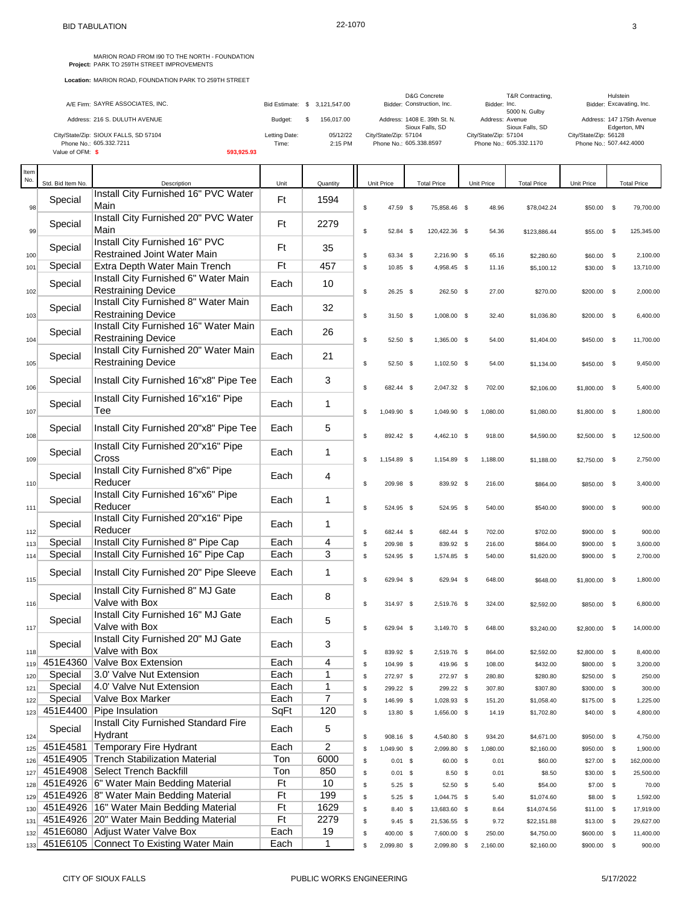# BID TABULATION

22-1070

**Project:** MARION ROAD FROM I90 TO THE NORTH - FOUNDATION PARK TO 259TH STREET IMPROVEMENTS

**Location:** MARION ROAD, FOUNDATION PARK TO 259TH STREET

A/E Firm: SAYRE ASSOCIATES, INC.
Address: 216 S. DULUTH AVENUE
City/State/Zip: SIOUX FALLS, SD 57104
Phone No.: 605.332.7211
Value of OFM: $ 593,925.93

Bid Estimate: $ 3,121,547.00
Budget: $ 156,017.00
Letting Date: 05/12/22
Time: 2:15 PM

Bidder: D&G Concrete Construction, Inc.
Address: 1408 E. 39th St. N. Sioux Falls, SD
City/State/Zip: 57104
Phone No.: 605.338.8597

Bidder: T&R Contracting, Inc.
Address: 5000 N. Gulby Avenue Sioux Falls, SD
City/State/Zip: 57104
Phone No.: 605.332.1170

Bidder: Hulstein Excavating, Inc.
Address: 147 175th Avenue Edgerton, MN
City/State/Zip: 56128
Phone No.: 507.442.4000

| Item No. | Std. Bid Item No. | Description | Unit | Quantity | D&G Unit Price | D&G Total Price | T&R Unit Price | T&R Total Price | Hulstein Unit Price | Hulstein Total Price |
|---|---|---|---|---|---|---|---|---|---|---|
| 98 | Special | Install City Furnished 16" PVC Water Main | Ft | 1594 | $ 47.59 | $ 75,858.46 | $ 48.96 | $78,042.24 | $50.00 | $ 79,700.00 |
| 99 | Special | Install City Furnished 20" PVC Water Main | Ft | 2279 | $ 52.84 | $ 120,422.36 | $ 54.36 | $123,886.44 | $55.00 | $ 125,345.00 |
| 100 | Special | Install City Furnished 16" PVC Restrained Joint Water Main | Ft | 35 | $ 63.34 | $ 2,216.90 | $ 65.16 | $2,280.60 | $60.00 | $ 2,100.00 |
| 101 | Special | Extra Depth Water Main Trench | Ft | 457 | $ 10.85 | $ 4,958.45 | $ 11.16 | $5,100.12 | $30.00 | $ 13,710.00 |
| 102 | Special | Install City Furnished 6" Water Main Restraining Device | Each | 10 | $ 26.25 | $ 262.50 | $ 27.00 | $270.00 | $200.00 | $ 2,000.00 |
| 103 | Special | Install City Furnished 8" Water Main Restraining Device | Each | 32 | $ 31.50 | $ 1,008.00 | $ 32.40 | $1,036.80 | $200.00 | $ 6,400.00 |
| 104 | Special | Install City Furnished 16" Water Main Restraining Device | Each | 26 | $ 52.50 | $ 1,365.00 | $ 54.00 | $1,404.00 | $450.00 | $ 11,700.00 |
| 105 | Special | Install City Furnished 20" Water Main Restraining Device | Each | 21 | $ 52.50 | $ 1,102.50 | $ 54.00 | $1,134.00 | $450.00 | $ 9,450.00 |
| 106 | Special | Install City Furnished 16"x8" Pipe Tee | Each | 3 | $ 682.44 | $ 2,047.32 | $ 702.00 | $2,106.00 | $1,800.00 | $ 5,400.00 |
| 107 | Special | Install City Furnished 16"x16" Pipe Tee | Each | 1 | $ 1,049.90 | $ 1,049.90 | $ 1,080.00 | $1,080.00 | $1,800.00 | $ 1,800.00 |
| 108 | Special | Install City Furnished 20"x8" Pipe Tee | Each | 5 | $ 892.42 | $ 4,462.10 | $ 918.00 | $4,590.00 | $2,500.00 | $ 12,500.00 |
| 109 | Special | Install City Furnished 20"x16" Pipe Cross | Each | 1 | $ 1,154.89 | $ 1,154.89 | $ 1,188.00 | $1,188.00 | $2,750.00 | $ 2,750.00 |
| 110 | Special | Install City Furnished 8"x6" Pipe Reducer | Each | 4 | $ 209.98 | $ 839.92 | $ 216.00 | $864.00 | $850.00 | $ 3,400.00 |
| 111 | Special | Install City Furnished 16"x6" Pipe Reducer | Each | 1 | $ 524.95 | $ 524.95 | $ 540.00 | $540.00 | $900.00 | $ 900.00 |
| 112 | Special | Install City Furnished 20"x16" Pipe Reducer | Each | 1 | $ 682.44 | $ 682.44 | $ 702.00 | $702.00 | $900.00 | $ 900.00 |
| 113 | Special | Install City Furnished 8" Pipe Cap | Each | 4 | $ 209.98 | $ 839.92 | $ 216.00 | $864.00 | $900.00 | $ 3,600.00 |
| 114 | Special | Install City Furnished 16" Pipe Cap | Each | 3 | $ 524.95 | $ 1,574.85 | $ 540.00 | $1,620.00 | $900.00 | $ 2,700.00 |
| 115 | Special | Install City Furnished 20" Pipe Sleeve | Each | 1 | $ 629.94 | $ 629.94 | $ 648.00 | $648.00 | $1,800.00 | $ 1,800.00 |
| 116 | Special | Install City Furnished 8" MJ Gate Valve with Box | Each | 8 | $ 314.97 | $ 2,519.76 | $ 324.00 | $2,592.00 | $850.00 | $ 6,800.00 |
| 117 | Special | Install City Furnished 16" MJ Gate Valve with Box | Each | 5 | $ 629.94 | $ 3,149.70 | $ 648.00 | $3,240.00 | $2,800.00 | $ 14,000.00 |
| 118 | Special | Install City Furnished 20" MJ Gate Valve with Box | Each | 3 | $ 839.92 | $ 2,519.76 | $ 864.00 | $2,592.00 | $2,800.00 | $ 8,400.00 |
| 119 | 451E4360 | Valve Box Extension | Each | 4 | $ 104.99 | $ 419.96 | $ 108.00 | $432.00 | $800.00 | $ 3,200.00 |
| 120 | Special | 3.0' Valve Nut Extension | Each | 1 | $ 272.97 | $ 272.97 | $ 280.80 | $280.80 | $250.00 | $ 250.00 |
| 121 | Special | 4.0' Valve Nut Extension | Each | 1 | $ 299.22 | $ 299.22 | $ 307.80 | $307.80 | $300.00 | $ 300.00 |
| 122 | Special | Valve Box Marker | Each | 7 | $ 146.99 | $ 1,028.93 | $ 151.20 | $1,058.40 | $175.00 | $ 1,225.00 |
| 123 | 451E4400 | Pipe Insulation | SqFt | 120 | $ 13.80 | $ 1,656.00 | $ 14.19 | $1,702.80 | $40.00 | $ 4,800.00 |
| 124 | Special | Install City Furnished Standard Fire Hydrant | Each | 5 | $ 908.16 | $ 4,540.80 | $ 934.20 | $4,671.00 | $950.00 | $ 4,750.00 |
| 125 | 451E4581 | Temporary Fire Hydrant | Each | 2 | $ 1,049.90 | $ 2,099.80 | $ 1,080.00 | $2,160.00 | $950.00 | $ 1,900.00 |
| 126 | 451E4905 | Trench Stabilization Material | Ton | 6000 | $ 0.01 | $ 60.00 | $ 0.01 | $60.00 | $27.00 | $ 162,000.00 |
| 127 | 451E4908 | Select Trench Backfill | Ton | 850 | $ 0.01 | $ 8.50 | $ 0.01 | $8.50 | $30.00 | $ 25,500.00 |
| 128 | 451E4926 | 6" Water Main Bedding Material | Ft | 10 | $ 5.25 | $ 52.50 | $ 5.40 | $54.00 | $7.00 | $ 70.00 |
| 129 | 451E4926 | 8" Water Main Bedding Material | Ft | 199 | $ 5.25 | $ 1,044.75 | $ 5.40 | $1,074.60 | $8.00 | $ 1,592.00 |
| 130 | 451E4926 | 16" Water Main Bedding Material | Ft | 1629 | $ 8.40 | $ 13,683.60 | $ 8.64 | $14,074.56 | $11.00 | $ 17,919.00 |
| 131 | 451E4926 | 20" Water Main Bedding Material | Ft | 2279 | $ 9.45 | $ 21,536.55 | $ 9.72 | $22,151.88 | $13.00 | $ 29,627.00 |
| 132 | 451E6080 | Adjust Water Valve Box | Each | 19 | $ 400.00 | $ 7,600.00 | $ 250.00 | $4,750.00 | $600.00 | $ 11,400.00 |
| 133 | 451E6105 | Connect To Existing Water Main | Each | 1 | $ 2,099.80 | $ 2,099.80 | $ 2,160.00 | $2,160.00 | $900.00 | $ 900.00 |

CITY OF SIOUX FALLS — PUBLIC WORKS ENGINEERING — 5/17/2022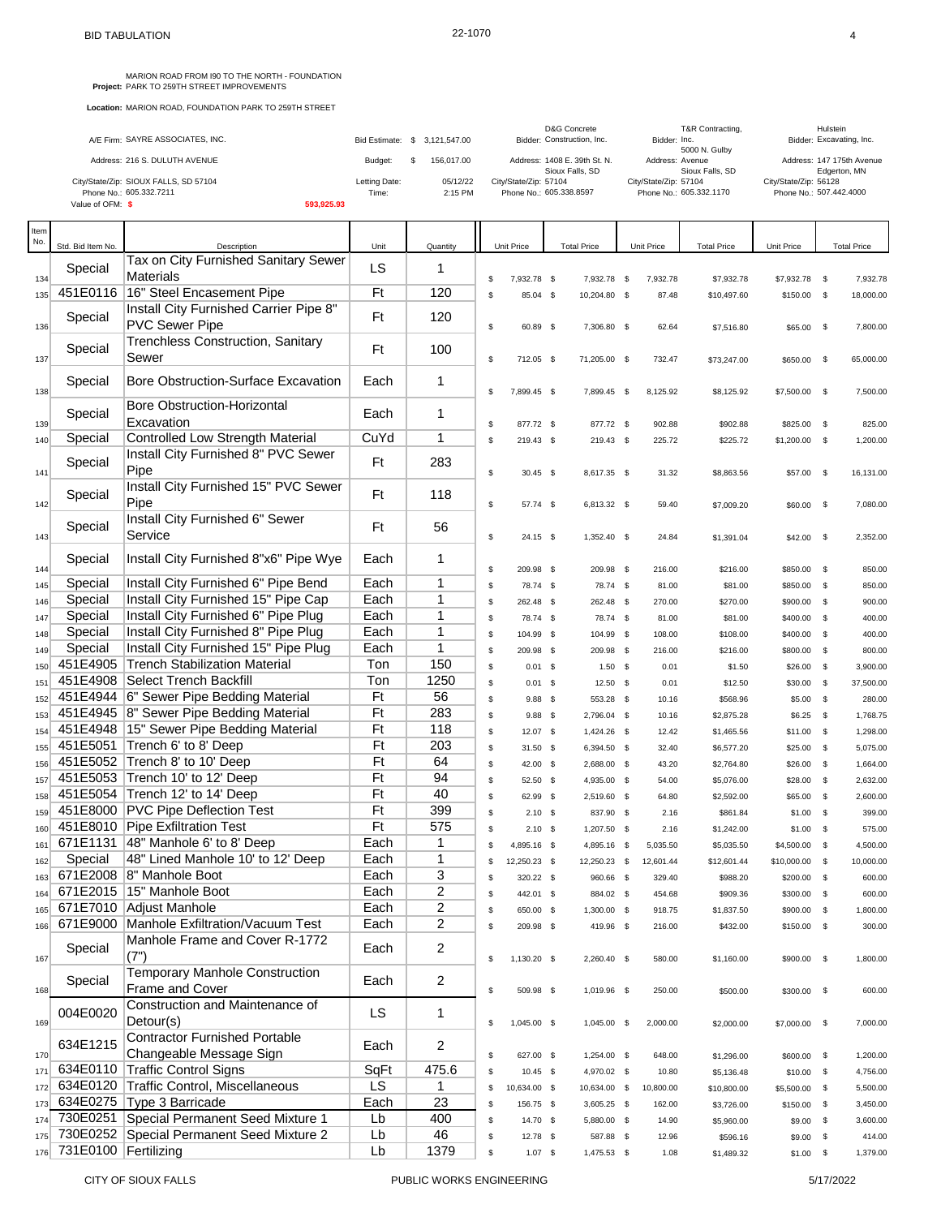BID TABULATION

22-1070

**Project:** MARION ROAD FROM I90 TO THE NORTH - FOUNDATION PARK TO 259TH STREET IMPROVEMENTS

**Location:** MARION ROAD, FOUNDATION PARK TO 259TH STREET

| | | | |
|---|---|---|---|
| A/E Firm: SAYRE ASSOCIATES, INC. | Bid Estimate: $ 3,121,547.00 | Bidder: D&G Concrete Construction, Inc. | Bidder: T&R Contracting, Inc. | Bidder: Hulstein Excavating, Inc. |
| Address: 216 S. DULUTH AVENUE | Budget: $ 156,017.00 | Address: 1408 E. 39th St. N. Sioux Falls, SD | Address: 5000 N. Gulby Avenue Sioux Falls, SD | Address: 147 175th Avenue Edgerton, MN |
| City/State/Zip: SIOUX FALLS, SD 57104 | Letting Date: 05/12/22 | City/State/Zip: 57104 | City/State/Zip: 57104 | City/State/Zip: 56128 |
| Phone No.: 605.332.7211 | Time: 2:15 PM | Phone No.: 605.338.8597 | Phone No.: 605.332.1170 | Phone No.: 507.442.4000 |
| Value of OFM: $ 593,925.93 | | | | |

| Item No. | Std. Bid Item No. | Description | Unit | Quantity | D&G Unit Price | D&G Total Price | T&R Unit Price | T&R Total Price | Hulstein Unit Price | Hulstein Total Price |
|---|---|---|---|---|---|---|---|---|---|---|
| 134 | Special | Tax on City Furnished Sanitary Sewer Materials | LS | 1 | $ 7,932.78 | $ 7,932.78 | $ 7,932.78 | $7,932.78 | $7,932.78 | $ 7,932.78 |
| 135 | 451E0116 | 16" Steel Encasement Pipe | Ft | 120 | $ 85.04 | $ 10,204.80 | $ 87.48 | $10,497.60 | $150.00 | $ 18,000.00 |
| 136 | Special | Install City Furnished Carrier Pipe 8" PVC Sewer Pipe | Ft | 120 | $ 60.89 | $ 7,306.80 | $ 62.64 | $7,516.80 | $65.00 | $ 7,800.00 |
| 137 | Special | Trenchless Construction, Sanitary Sewer | Ft | 100 | $ 712.05 | $ 71,205.00 | $ 732.47 | $73,247.00 | $650.00 | $ 65,000.00 |
| 138 | Special | Bore Obstruction-Surface Excavation | Each | 1 | $ 7,899.45 | $ 7,899.45 | $ 8,125.92 | $8,125.92 | $7,500.00 | $ 7,500.00 |
| 139 | Special | Bore Obstruction-Horizontal Excavation | Each | 1 | $ 877.72 | $ 877.72 | $ 902.88 | $902.88 | $825.00 | $ 825.00 |
| 140 | Special | Controlled Low Strength Material | CuYd | 1 | $ 219.43 | $ 219.43 | $ 225.72 | $225.72 | $1,200.00 | $ 1,200.00 |
| 141 | Special | Install City Furnished 8" PVC Sewer Pipe | Ft | 283 | $ 30.45 | $ 8,617.35 | $ 31.32 | $8,863.56 | $57.00 | $ 16,131.00 |
| 142 | Special | Install City Furnished 15" PVC Sewer Pipe | Ft | 118 | $ 57.74 | $ 6,813.32 | $ 59.40 | $7,009.20 | $60.00 | $ 7,080.00 |
| 143 | Special | Install City Furnished 6" Sewer Service | Ft | 56 | $ 24.15 | $ 1,352.40 | $ 24.84 | $1,391.04 | $42.00 | $ 2,352.00 |
| 144 | Special | Install City Furnished 8"x6" Pipe Wye | Each | 1 | $ 209.98 | $ 209.98 | $ 216.00 | $216.00 | $850.00 | $ 850.00 |
| 145 | Special | Install City Furnished 6" Pipe Bend | Each | 1 | $ 78.74 | $ 78.74 | $ 81.00 | $81.00 | $850.00 | $ 850.00 |
| 146 | Special | Install City Furnished 15" Pipe Cap | Each | 1 | $ 262.48 | $ 262.48 | $ 270.00 | $270.00 | $900.00 | $ 900.00 |
| 147 | Special | Install City Furnished 6" Pipe Plug | Each | 1 | $ 78.74 | $ 78.74 | $ 81.00 | $81.00 | $400.00 | $ 400.00 |
| 148 | Special | Install City Furnished 8" Pipe Plug | Each | 1 | $ 104.99 | $ 104.99 | $ 108.00 | $108.00 | $400.00 | $ 400.00 |
| 149 | Special | Install City Furnished 15" Pipe Plug | Each | 1 | $ 209.98 | $ 209.98 | $ 216.00 | $216.00 | $800.00 | $ 800.00 |
| 150 | 451E4905 | Trench Stabilization Material | Ton | 150 | $ 0.01 | $ 1.50 | $ 0.01 | $1.50 | $26.00 | $ 3,900.00 |
| 151 | 451E4908 | Select Trench Backfill | Ton | 1250 | $ 0.01 | $ 12.50 | $ 0.01 | $12.50 | $30.00 | $ 37,500.00 |
| 152 | 451E4944 | 6" Sewer Pipe Bedding Material | Ft | 56 | $ 9.88 | $ 553.28 | $ 10.16 | $568.96 | $5.00 | $ 280.00 |
| 153 | 451E4945 | 8" Sewer Pipe Bedding Material | Ft | 283 | $ 9.88 | $ 2,796.04 | $ 10.16 | $2,875.28 | $6.25 | $ 1,768.75 |
| 154 | 451E4948 | 15" Sewer Pipe Bedding Material | Ft | 118 | $ 12.07 | $ 1,424.26 | $ 12.42 | $1,465.56 | $11.00 | $ 1,298.00 |
| 155 | 451E5051 | Trench 6' to 8' Deep | Ft | 203 | $ 31.50 | $ 6,394.50 | $ 32.40 | $6,577.20 | $25.00 | $ 5,075.00 |
| 156 | 451E5052 | Trench 8' to 10' Deep | Ft | 64 | $ 42.00 | $ 2,688.00 | $ 43.20 | $2,764.80 | $26.00 | $ 1,664.00 |
| 157 | 451E5053 | Trench 10' to 12' Deep | Ft | 94 | $ 52.50 | $ 4,935.00 | $ 54.00 | $5,076.00 | $28.00 | $ 2,632.00 |
| 158 | 451E5054 | Trench 12' to 14' Deep | Ft | 40 | $ 62.99 | $ 2,519.60 | $ 64.80 | $2,592.00 | $65.00 | $ 2,600.00 |
| 159 | 451E8000 | PVC Pipe Deflection Test | Ft | 399 | $ 2.10 | $ 837.90 | $ 2.16 | $861.84 | $1.00 | $ 399.00 |
| 160 | 451E8010 | Pipe Exfiltration Test | Ft | 575 | $ 2.10 | $ 1,207.50 | $ 2.16 | $1,242.00 | $1.00 | $ 575.00 |
| 161 | 671E1131 | 48" Manhole 6' to 8' Deep | Each | 1 | $ 4,895.16 | $ 4,895.16 | $ 5,035.50 | $5,035.50 | $4,500.00 | $ 4,500.00 |
| 162 | Special | 48" Lined Manhole 10' to 12' Deep | Each | 1 | $ 12,250.23 | $ 12,250.23 | $ 12,601.44 | $12,601.44 | $10,000.00 | $ 10,000.00 |
| 163 | 671E2008 | 8" Manhole Boot | Each | 3 | $ 320.22 | $ 960.66 | $ 329.40 | $988.20 | $200.00 | $ 600.00 |
| 164 | 671E2015 | 15" Manhole Boot | Each | 2 | $ 442.01 | $ 884.02 | $ 454.68 | $909.36 | $300.00 | $ 600.00 |
| 165 | 671E7010 | Adjust Manhole | Each | 2 | $ 650.00 | $ 1,300.00 | $ 918.75 | $1,837.50 | $900.00 | $ 1,800.00 |
| 166 | 671E9000 | Manhole Exfiltration/Vacuum Test | Each | 2 | $ 209.98 | $ 419.96 | $ 216.00 | $432.00 | $150.00 | $ 300.00 |
| 167 | Special | Manhole Frame and Cover R-1772 (7") | Each | 2 | $ 1,130.20 | $ 2,260.40 | $ 580.00 | $1,160.00 | $900.00 | $ 1,800.00 |
| 168 | Special | Temporary Manhole Construction Frame and Cover | Each | 2 | $ 509.98 | $ 1,019.96 | $ 250.00 | $500.00 | $300.00 | $ 600.00 |
| 169 | 004E0020 | Construction and Maintenance of Detour(s) | LS | 1 | $ 1,045.00 | $ 1,045.00 | $ 2,000.00 | $2,000.00 | $7,000.00 | $ 7,000.00 |
| 170 | 634E1215 | Contractor Furnished Portable Changeable Message Sign | Each | 2 | $ 627.00 | $ 1,254.00 | $ 648.00 | $1,296.00 | $600.00 | $ 1,200.00 |
| 171 | 634E0110 | Traffic Control Signs | SqFt | 475.6 | $ 10.45 | $ 4,970.02 | $ 10.80 | $5,136.48 | $10.00 | $ 4,756.00 |
| 172 | 634E0120 | Traffic Control, Miscellaneous | LS | 1 | $ 10,634.00 | $ 10,634.00 | $ 10,800.00 | $10,800.00 | $5,500.00 | $ 5,500.00 |
| 173 | 634E0275 | Type 3 Barricade | Each | 23 | $ 156.75 | $ 3,605.25 | $ 162.00 | $3,726.00 | $150.00 | $ 3,450.00 |
| 174 | 730E0251 | Special Permanent Seed Mixture 1 | Lb | 400 | $ 14.70 | $ 5,880.00 | $ 14.90 | $5,960.00 | $9.00 | $ 3,600.00 |
| 175 | 730E0252 | Special Permanent Seed Mixture 2 | Lb | 46 | $ 12.78 | $ 587.88 | $ 12.96 | $596.16 | $9.00 | $ 414.00 |
| 176 | 731E0100 | Fertilizing | Lb | 1379 | $ 1.07 | $ 1,475.53 | $ 1.08 | $1,489.32 | $1.00 | $ 1,379.00 |

CITY OF SIOUX FALLS — PUBLIC WORKS ENGINEERING — 5/17/2022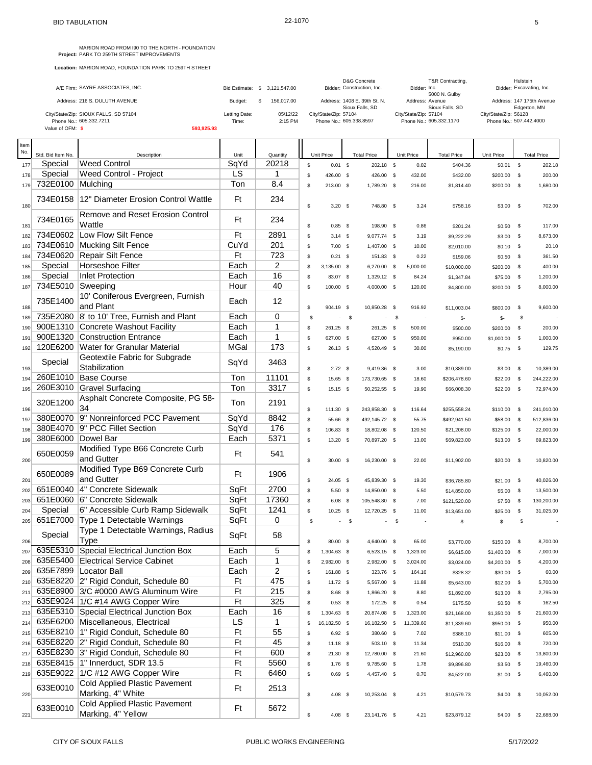MARION ROAD FROM I90 TO THE NORTH - FOUNDATION
**Project:** PARK TO 259TH STREET IMPROVEMENTS

**Location:** MARION ROAD, FOUNDATION PARK TO 259TH STREET

| | | | | | |
|---|---|---|---|---|---|
| A/E Firm: SAYRE ASSOCIATES, INC. | Bid Estimate: $ 3,121,547.00 | Bidder: D&G Concrete Construction, Inc. | Bidder: T&R Contracting, Inc. | Bidder: Hulstein Excavating, Inc. |
| Address: 216 S. DULUTH AVENUE | Budget: $ 156,017.00 | Address: 1408 E. 39th St. N. Sioux Falls, SD | Address: 5000 N. Gulby Avenue Sioux Falls, SD | Address: 147 175th Avenue Edgerton, MN |
| City/State/Zip: SIOUX FALLS, SD 57104 | Letting Date: 05/12/22 | City/State/Zip: 57104 | City/State/Zip: 57104 | City/State/Zip: 56128 |
| Phone No.: 605.332.7211 | Time: 2:15 PM | Phone No.: 605.338.8597 | Phone No.: 605.332.1170 | Phone No.: 507.442.4000 |
| Value of OFM: $ 593,925.93 | | | | |

| Item No. | Std. Bid Item No. | Description | Unit | Quantity | D&G Unit Price | D&G Total Price | T&R Unit Price | T&R Total Price | Hulstein Unit Price | Hulstein Total Price |
|---|---|---|---|---|---|---|---|---|---|---|
| 177 | Special | Weed Control | SqYd | 20218 | $ 0.01 | $ 202.18 | $ 0.02 | $404.36 | $0.01 | $ 202.18 |
| 178 | Special | Weed Control - Project | LS | 1 | $ 426.00 | $ 426.00 | $ 432.00 | $432.00 | $200.00 | $ 200.00 |
| 179 | 732E0100 | Mulching | Ton | 8.4 | $ 213.00 | $ 1,789.20 | $ 216.00 | $1,814.40 | $200.00 | $ 1,680.00 |
| 180 | 734E0158 | 12" Diameter Erosion Control Wattle | Ft | 234 | $ 3.20 | $ 748.80 | $ 3.24 | $758.16 | $3.00 | $ 702.00 |
| 181 | 734E0165 | Remove and Reset Erosion Control Wattle | Ft | 234 | $ 0.85 | $ 198.90 | $ 0.86 | $201.24 | $0.50 | $ 117.00 |
| 182 | 734E0602 | Low Flow Silt Fence | Ft | 2891 | $ 3.14 | $ 9,077.74 | $ 3.19 | $9,222.29 | $3.00 | $ 8,673.00 |
| 183 | 734E0610 | Mucking Silt Fence | CuYd | 201 | $ 7.00 | $ 1,407.00 | $ 10.00 | $2,010.00 | $0.10 | $ 20.10 |
| 184 | 734E0620 | Repair Silt Fence | Ft | 723 | $ 0.21 | $ 151.83 | $ 0.22 | $159.06 | $0.50 | $ 361.50 |
| 185 | Special | Horseshoe Filter | Each | 2 | $ 3,135.00 | $ 6,270.00 | $ 5,000.00 | $10,000.00 | $200.00 | $ 400.00 |
| 186 | Special | Inlet Protection | Each | 16 | $ 83.07 | $ 1,329.12 | $ 84.24 | $1,347.84 | $75.00 | $ 1,200.00 |
| 187 | 734E5010 | Sweeping | Hour | 40 | $ 100.00 | $ 4,000.00 | $ 120.00 | $4,800.00 | $200.00 | $ 8,000.00 |
| 188 | 735E1400 | 10' Coniferous Evergreen, Furnish and Plant | Each | 12 | $ 904.19 | $ 10,850.28 | $ 916.92 | $11,003.04 | $800.00 | $ 9,600.00 |
| 189 | 735E2080 | 8' to 10' Tree, Furnish and Plant | Each | 0 | $ - | $ - | $ - | $- | $- | $ - |
| 190 | 900E1310 | Concrete Washout Facility | Each | 1 | $ 261.25 | $ 261.25 | $ 500.00 | $500.00 | $200.00 | $ 200.00 |
| 191 | 900E1320 | Construction Entrance | Each | 1 | $ 627.00 | $ 627.00 | $ 950.00 | $950.00 | $1,000.00 | $ 1,000.00 |
| 192 | 120E6200 | Water for Granular Material | MGal | 173 | $ 26.13 | $ 4,520.49 | $ 30.00 | $5,190.00 | $0.75 | $ 129.75 |
| 193 | Special | Geotextile Fabric for Subgrade Stabilization | SqYd | 3463 | $ 2.72 | $ 9,419.36 | $ 3.00 | $10,389.00 | $3.00 | $ 10,389.00 |
| 194 | 260E1010 | Base Course | Ton | 11101 | $ 15.65 | $ 173,730.65 | $ 18.60 | $206,478.60 | $22.00 | $ 244,222.00 |
| 195 | 260E3010 | Gravel Surfacing | Ton | 3317 | $ 15.15 | $ 50,252.55 | $ 19.90 | $66,008.30 | $22.00 | $ 72,974.00 |
| 196 | 320E1200 | Asphalt Concrete Composite, PG 58-34 | Ton | 2191 | $ 111.30 | $ 243,858.30 | $ 116.64 | $255,558.24 | $110.00 | $ 241,010.00 |
| 197 | 380E0070 | 9" Nonreinforced PCC Pavement | SqYd | 8842 | $ 55.66 | $ 492,145.72 | $ 55.75 | $492,941.50 | $58.00 | $ 512,836.00 |
| 198 | 380E4070 | 9" PCC Fillet Section | SqYd | 176 | $ 106.83 | $ 18,802.08 | $ 120.50 | $21,208.00 | $125.00 | $ 22,000.00 |
| 199 | 380E6000 | Dowel Bar | Each | 5371 | $ 13.20 | $ 70,897.20 | $ 13.00 | $69,823.00 | $13.00 | $ 69,823.00 |
| 200 | 650E0059 | Modified Type B66 Concrete Curb and Gutter | Ft | 541 | $ 30.00 | $ 16,230.00 | $ 22.00 | $11,902.00 | $20.00 | $ 10,820.00 |
| 201 | 650E0089 | Modified Type B69 Concrete Curb and Gutter | Ft | 1906 | $ 24.05 | $ 45,839.30 | $ 19.30 | $36,785.80 | $21.00 | $ 40,026.00 |
| 202 | 651E0040 | 4" Concrete Sidewalk | SqFt | 2700 | $ 5.50 | $ 14,850.00 | $ 5.50 | $14,850.00 | $5.00 | $ 13,500.00 |
| 203 | 651E0060 | 6" Concrete Sidewalk | SqFt | 17360 | $ 6.08 | $ 105,548.80 | $ 7.00 | $121,520.00 | $7.50 | $ 130,200.00 |
| 204 | Special | 6" Accessible Curb Ramp Sidewalk | SqFt | 1241 | $ 10.25 | $ 12,720.25 | $ 11.00 | $13,651.00 | $25.00 | $ 31,025.00 |
| 205 | 651E7000 | Type 1 Detectable Warnings | SqFt | 0 | $ - | $ - | $ - | $- | $- | $ - |
| 206 | Special | Type 1 Detectable Warnings, Radius Type | SqFt | 58 | $ 80.00 | $ 4,640.00 | $ 65.00 | $3,770.00 | $150.00 | $ 8,700.00 |
| 207 | 635E5310 | Special Electrical Junction Box | Each | 5 | $ 1,304.63 | $ 6,523.15 | $ 1,323.00 | $6,615.00 | $1,400.00 | $ 7,000.00 |
| 208 | 635E5400 | Electrical Service Cabinet | Each | 1 | $ 2,982.00 | $ 2,982.00 | $ 3,024.00 | $3,024.00 | $4,200.00 | $ 4,200.00 |
| 209 | 635E7899 | Locator Ball | Each | 2 | $ 161.88 | $ 323.76 | $ 164.16 | $328.32 | $30.00 | $ 60.00 |
| 210 | 635E8220 | 2" Rigid Conduit, Schedule 80 | Ft | 475 | $ 11.72 | $ 5,567.00 | $ 11.88 | $5,643.00 | $12.00 | $ 5,700.00 |
| 211 | 635E8900 | 3/C #0000 AWG Aluminum Wire | Ft | 215 | $ 8.68 | $ 1,866.20 | $ 8.80 | $1,892.00 | $13.00 | $ 2,795.00 |
| 212 | 635E9024 | 1/C #14 AWG Copper Wire | Ft | 325 | $ 0.53 | $ 172.25 | $ 0.54 | $175.50 | $0.50 | $ 162.50 |
| 213 | 635E5310 | Special Electrical Junction Box | Each | 16 | $ 1,304.63 | $ 20,874.08 | $ 1,323.00 | $21,168.00 | $1,350.00 | $ 21,600.00 |
| 214 | 635E6200 | Miscellaneous, Electrical | LS | 1 | $ 16,182.50 | $ 16,182.50 | $ 11,339.60 | $11,339.60 | $950.00 | $ 950.00 |
| 215 | 635E8210 | 1" Rigid Conduit, Schedule 80 | Ft | 55 | $ 6.92 | $ 380.60 | $ 7.02 | $386.10 | $11.00 | $ 605.00 |
| 216 | 635E8220 | 2" Rigid Conduit, Schedule 80 | Ft | 45 | $ 11.18 | $ 503.10 | $ 11.34 | $510.30 | $16.00 | $ 720.00 |
| 217 | 635E8230 | 3" Rigid Conduit, Schedule 80 | Ft | 600 | $ 21.30 | $ 12,780.00 | $ 21.60 | $12,960.00 | $23.00 | $ 13,800.00 |
| 218 | 635E8415 | 1" Innerduct, SDR 13.5 | Ft | 5560 | $ 1.76 | $ 9,785.60 | $ 1.78 | $9,896.80 | $3.50 | $ 19,460.00 |
| 219 | 635E9022 | 1/C #12 AWG Copper Wire | Ft | 6460 | $ 0.69 | $ 4,457.40 | $ 0.70 | $4,522.00 | $1.00 | $ 6,460.00 |
| 220 | 633E0010 | Cold Applied Plastic Pavement Marking, 4" White | Ft | 2513 | $ 4.08 | $ 10,253.04 | $ 4.21 | $10,579.73 | $4.00 | $ 10,052.00 |
| 221 | 633E0010 | Cold Applied Plastic Pavement Marking, 4" Yellow | Ft | 5672 | $ 4.08 | $ 23,141.76 | $ 4.21 | $23,879.12 | $4.00 | $ 22,688.00 |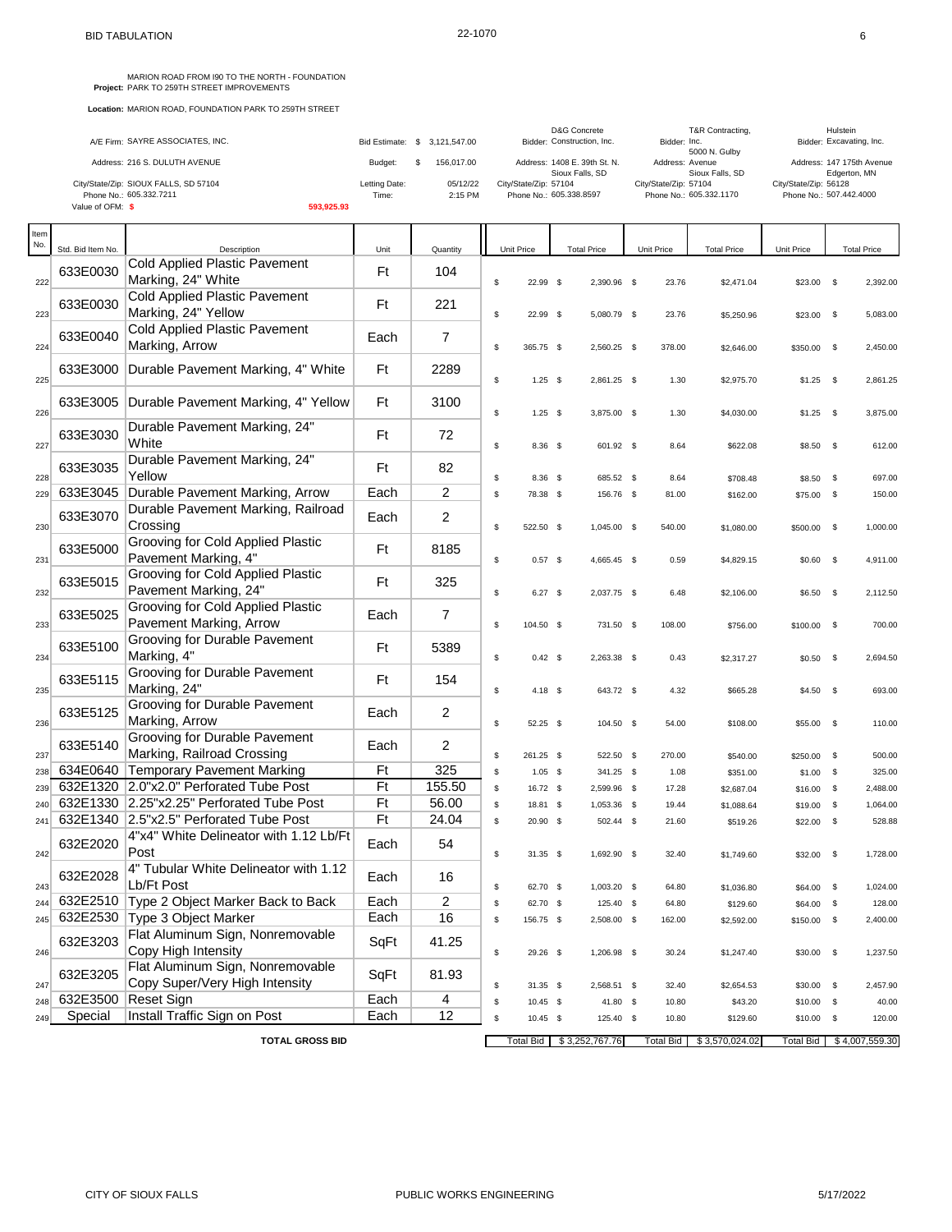**Project:** MARION ROAD FROM I90 TO THE NORTH - FOUNDATION PARK TO 259TH STREET IMPROVEMENTS

**Location:** MARION ROAD, FOUNDATION PARK TO 259TH STREET

| | | | | | |
|---|---|---|---|---|---|
| A/E Firm: SAYRE ASSOCIATES, INC. | Bid Estimate: $ 3,121,547.00 | Bidder: D&G Concrete Construction, Inc. | Bidder: T&R Contracting, Inc. | Bidder: Hulstein Excavating, Inc. |
| Address: 216 S. DULUTH AVENUE | Budget: $ 156,017.00 | Address: 1408 E. 39th St. N. Sioux Falls, SD | Address: 5000 N. Gulby Avenue Sioux Falls, SD | Address: 147 175th Avenue Edgerton, MN |
| City/State/Zip: SIOUX FALLS, SD 57104 | Letting Date: 05/12/22 | City/State/Zip: 57104 | City/State/Zip: 57104 | City/State/Zip: 56128 |
| Phone No.: 605.332.7211 | Time: 2:15 PM | Phone No.: 605.338.8597 | Phone No.: 605.332.1170 | Phone No.: 507.442.4000 |
| Value of OFM: $ 593,925.93 | | | | |

| Item No. | Std. Bid Item No. | Description | Unit | Quantity | D&G Unit Price | D&G Total Price | T&R Unit Price | T&R Total Price | Hulstein Unit Price | Hulstein Total Price |
|---|---|---|---|---|---|---|---|---|---|---|
| 222 | 633E0030 | Cold Applied Plastic Pavement Marking, 24" White | Ft | 104 | $ 22.99 | $ 2,390.96 | $ 23.76 | $2,471.04 | $23.00 | $ 2,392.00 |
| 223 | 633E0030 | Cold Applied Plastic Pavement Marking, 24" Yellow | Ft | 221 | $ 22.99 | $ 5,080.79 | $ 23.76 | $5,250.96 | $23.00 | $ 5,083.00 |
| 224 | 633E0040 | Cold Applied Plastic Pavement Marking, Arrow | Each | 7 | $ 365.75 | $ 2,560.25 | $ 378.00 | $2,646.00 | $350.00 | $ 2,450.00 |
| 225 | 633E3000 | Durable Pavement Marking, 4" White | Ft | 2289 | $ 1.25 | $ 2,861.25 | $ 1.30 | $2,975.70 | $1.25 | $ 2,861.25 |
| 226 | 633E3005 | Durable Pavement Marking, 4" Yellow | Ft | 3100 | $ 1.25 | $ 3,875.00 | $ 1.30 | $4,030.00 | $1.25 | $ 3,875.00 |
| 227 | 633E3030 | Durable Pavement Marking, 24" White | Ft | 72 | $ 8.36 | $ 601.92 | $ 8.64 | $622.08 | $8.50 | $ 612.00 |
| 228 | 633E3035 | Durable Pavement Marking, 24" Yellow | Ft | 82 | $ 8.36 | $ 685.52 | $ 8.64 | $708.48 | $8.50 | $ 697.00 |
| 229 | 633E3045 | Durable Pavement Marking, Arrow | Each | 2 | $ 78.38 | $ 156.76 | $ 81.00 | $162.00 | $75.00 | $ 150.00 |
| 230 | 633E3070 | Durable Pavement Marking, Railroad Crossing | Each | 2 | $ 522.50 | $ 1,045.00 | $ 540.00 | $1,080.00 | $500.00 | $ 1,000.00 |
| 231 | 633E5000 | Grooving for Cold Applied Plastic Pavement Marking, 4" | Ft | 8185 | $ 0.57 | $ 4,665.45 | $ 0.59 | $4,829.15 | $0.60 | $ 4,911.00 |
| 232 | 633E5015 | Grooving for Cold Applied Plastic Pavement Marking, 24" | Ft | 325 | $ 6.27 | $ 2,037.75 | $ 6.48 | $2,106.00 | $6.50 | $ 2,112.50 |
| 233 | 633E5025 | Grooving for Cold Applied Plastic Pavement Marking, Arrow | Each | 7 | $ 104.50 | $ 731.50 | $ 108.00 | $756.00 | $100.00 | $ 700.00 |
| 234 | 633E5100 | Grooving for Durable Pavement Marking, 4" | Ft | 5389 | $ 0.42 | $ 2,263.38 | $ 0.43 | $2,317.27 | $0.50 | $ 2,694.50 |
| 235 | 633E5115 | Grooving for Durable Pavement Marking, 24" | Ft | 154 | $ 4.18 | $ 643.72 | $ 4.32 | $665.28 | $4.50 | $ 693.00 |
| 236 | 633E5125 | Grooving for Durable Pavement Marking, Arrow | Each | 2 | $ 52.25 | $ 104.50 | $ 54.00 | $108.00 | $55.00 | $ 110.00 |
| 237 | 633E5140 | Grooving for Durable Pavement Marking, Railroad Crossing | Each | 2 | $ 261.25 | $ 522.50 | $ 270.00 | $540.00 | $250.00 | $ 500.00 |
| 238 | 634E0640 | Temporary Pavement Marking | Ft | 325 | $ 1.05 | $ 341.25 | $ 1.08 | $351.00 | $1.00 | $ 325.00 |
| 239 | 632E1320 | 2.0"x2.0" Perforated Tube Post | Ft | 155.50 | $ 16.72 | $ 2,599.96 | $ 17.28 | $2,687.04 | $16.00 | $ 2,488.00 |
| 240 | 632E1330 | 2.25"x2.25" Perforated Tube Post | Ft | 56.00 | $ 18.81 | $ 1,053.36 | $ 19.44 | $1,088.64 | $19.00 | $ 1,064.00 |
| 241 | 632E1340 | 2.5"x2.5" Perforated Tube Post | Ft | 24.04 | $ 20.90 | $ 502.44 | $ 21.60 | $519.26 | $22.00 | $ 528.88 |
| 242 | 632E2020 | 4"x4" White Delineator with 1.12 Lb/Ft Post | Each | 54 | $ 31.35 | $ 1,692.90 | $ 32.40 | $1,749.60 | $32.00 | $ 1,728.00 |
| 243 | 632E2028 | 4" Tubular White Delineator with 1.12 Lb/Ft Post | Each | 16 | $ 62.70 | $ 1,003.20 | $ 64.80 | $1,036.80 | $64.00 | $ 1,024.00 |
| 244 | 632E2510 | Type 2 Object Marker Back to Back | Each | 2 | $ 62.70 | $ 125.40 | $ 64.80 | $129.60 | $64.00 | $ 128.00 |
| 245 | 632E2530 | Type 3 Object Marker | Each | 16 | $ 156.75 | $ 2,508.00 | $ 162.00 | $2,592.00 | $150.00 | $ 2,400.00 |
| 246 | 632E3203 | Flat Aluminum Sign, Nonremovable Copy High Intensity | SqFt | 41.25 | $ 29.26 | $ 1,206.98 | $ 30.24 | $1,247.40 | $30.00 | $ 1,237.50 |
| 247 | 632E3205 | Flat Aluminum Sign, Nonremovable Copy Super/Very High Intensity | SqFt | 81.93 | $ 31.35 | $ 2,568.51 | $ 32.40 | $2,654.53 | $30.00 | $ 2,457.90 |
| 248 | 632E3500 | Reset Sign | Each | 4 | $ 10.45 | $ 41.80 | $ 10.80 | $43.20 | $10.00 | $ 40.00 |
| 249 | Special | Install Traffic Sign on Post | Each | 12 | $ 10.45 | $ 125.40 | $ 10.80 | $129.60 | $10.00 | $ 120.00 |
| | | **TOTAL GROSS BID** | | | Total Bid | $ 3,252,767.76 | Total Bid | $ 3,570,024.02 | Total Bid | $ 4,007,559.30 |